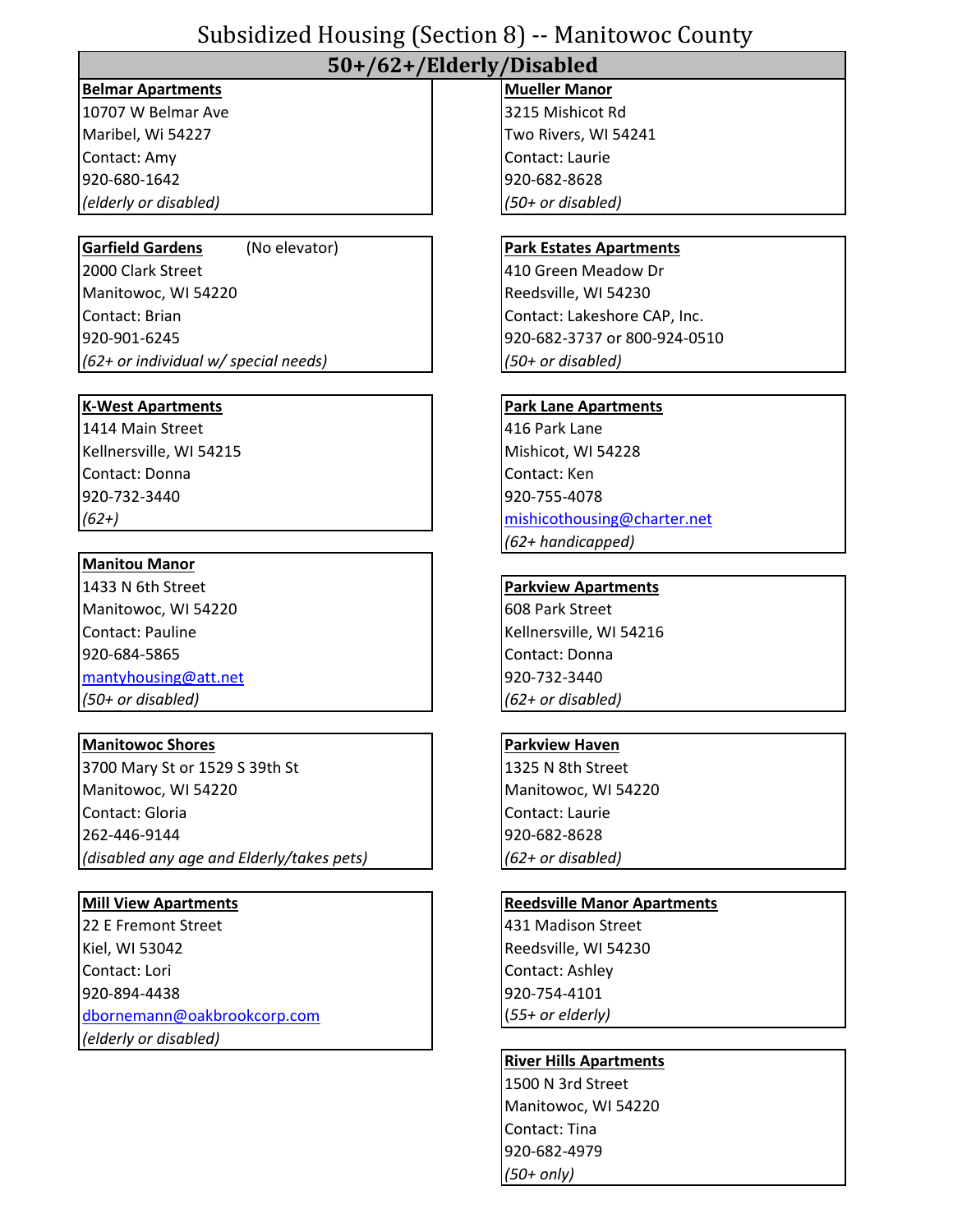# Subsidized Housing (Section 8) -- Manitowoc County

## 50+/62+/Elderly/Disabled

**Belmar Apartments**
10707 W Belmar Ave
Maribel, Wi 54227
Contact: Amy
920-680-1642
*(elderly or disabled)*

**Garfield Gardens** (No elevator)
2000 Clark Street
Manitowoc, WI 54220
Contact: Brian
920-901-6245
*(62+ or individual w/ special needs)*

**K-West Apartments**
1414 Main Street
Kellnersville, WI 54215
Contact: Donna
920-732-3440
*(62+)*

**Manitou Manor**
1433 N 6th Street
Manitowoc, WI 54220
Contact: Pauline
920-684-5865
mantyhousing@att.net
*(50+ or disabled)*

**Manitowoc Shores**
3700 Mary St or 1529 S 39th St
Manitowoc, WI 54220
Contact: Gloria
262-446-9144
*(disabled any age and Elderly/takes pets)*

**Mill View Apartments**
22 E Fremont Street
Kiel, WI 53042
Contact: Lori
920-894-4438
dbornemann@oakbrookcorp.com
*(elderly or disabled)*

**Mueller Manor**
3215 Mishicot Rd
Two Rivers, WI 54241
Contact: Laurie
920-682-8628
*(50+ or disabled)*

**Park Estates Apartments**
410 Green Meadow Dr
Reedsville, WI 54230
Contact: Lakeshore CAP, Inc.
920-682-3737 or 800-924-0510
*(50+ or disabled)*

**Park Lane Apartments**
416 Park Lane
Mishicot, WI 54228
Contact: Ken
920-755-4078
mishicothousing@charter.net
*(62+ handicapped)*

**Parkview Apartments**
608 Park Street
Kellnersville, WI 54216
Contact: Donna
920-732-3440
*(62+ or disabled)*

**Parkview Haven**
1325 N 8th Street
Manitowoc, WI 54220
Contact: Laurie
920-682-8628
*(62+ or disabled)*

**Reedsville Manor Apartments**
431 Madison Street
Reedsville, WI 54230
Contact: Ashley
920-754-4101
*(55+ or elderly)*

**River Hills Apartments**
1500 N 3rd Street
Manitowoc, WI 54220
Contact: Tina
920-682-4979
*(50+ only)*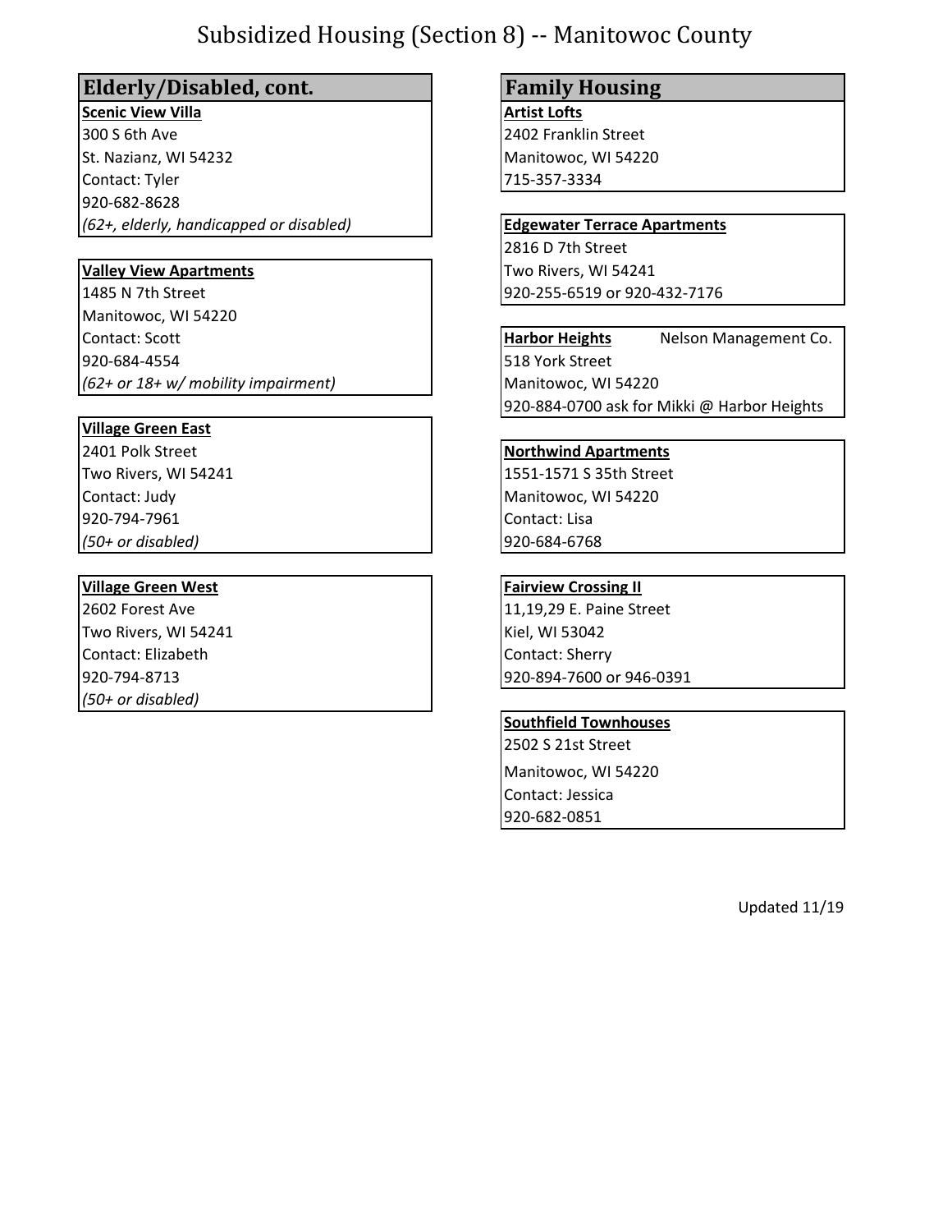# Subsidized Housing (Section 8) -- Manitowoc County

## Elderly/Disabled, cont.

**Scenic View Villa**
300 S 6th Ave
St. Nazianz, WI 54232
Contact: Tyler
920-682-8628
*(62+, elderly, handicapped or disabled)*

**Valley View Apartments**
1485 N 7th Street
Manitowoc, WI 54220
Contact: Scott
920-684-4554
*(62+ or 18+ w/ mobility impairment)*

**Village Green East**
2401 Polk Street
Two Rivers, WI 54241
Contact: Judy
920-794-7961
*(50+ or disabled)*

**Village Green West**
2602 Forest Ave
Two Rivers, WI 54241
Contact: Elizabeth
920-794-8713
*(50+ or disabled)*

## Family Housing

**Artist Lofts**
2402 Franklin Street
Manitowoc, WI 54220
715-357-3334

**Edgewater Terrace Apartments**
2816 D 7th Street
Two Rivers, WI 54241
920-255-6519 or 920-432-7176

**Harbor Heights** Nelson Management Co.
518 York Street
Manitowoc, WI 54220
920-884-0700 ask for Mikki @ Harbor Heights

**Northwind Apartments**
1551-1571 S 35th Street
Manitowoc, WI 54220
Contact: Lisa
920-684-6768

**Fairview Crossing II**
11,19,29 E. Paine Street
Kiel, WI 53042
Contact: Sherry
920-894-7600 or 946-0391

**Southfield Townhouses**
2502 S 21st Street
Manitowoc, WI 54220
Contact: Jessica
920-682-0851

Updated 11/19